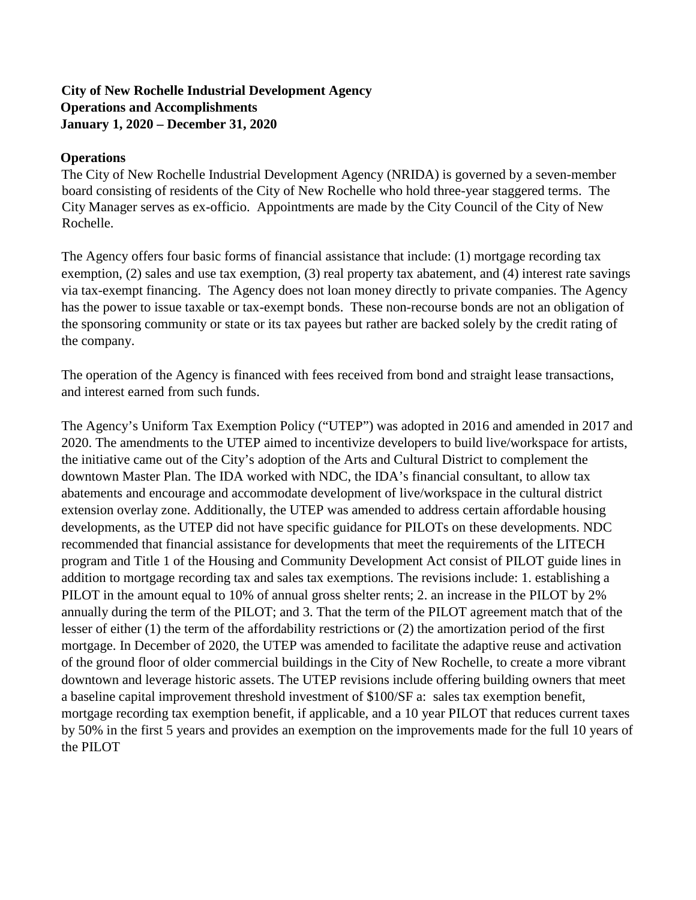**City of New Rochelle Industrial Development Agency**
**Operations and Accomplishments**
**January 1, 2020 – December 31, 2020**

**Operations**

The City of New Rochelle Industrial Development Agency (NRIDA) is governed by a seven-member board consisting of residents of the City of New Rochelle who hold three-year staggered terms. The City Manager serves as ex-officio. Appointments are made by the City Council of the City of New Rochelle.

The Agency offers four basic forms of financial assistance that include: (1) mortgage recording tax exemption, (2) sales and use tax exemption, (3) real property tax abatement, and (4) interest rate savings via tax-exempt financing. The Agency does not loan money directly to private companies. The Agency has the power to issue taxable or tax-exempt bonds. These non-recourse bonds are not an obligation of the sponsoring community or state or its tax payees but rather are backed solely by the credit rating of the company.

The operation of the Agency is financed with fees received from bond and straight lease transactions, and interest earned from such funds.

The Agency's Uniform Tax Exemption Policy ("UTEP") was adopted in 2016 and amended in 2017 and 2020. The amendments to the UTEP aimed to incentivize developers to build live/workspace for artists, the initiative came out of the City's adoption of the Arts and Cultural District to complement the downtown Master Plan. The IDA worked with NDC, the IDA's financial consultant, to allow tax abatements and encourage and accommodate development of live/workspace in the cultural district extension overlay zone. Additionally, the UTEP was amended to address certain affordable housing developments, as the UTEP did not have specific guidance for PILOTs on these developments. NDC recommended that financial assistance for developments that meet the requirements of the LITECH program and Title 1 of the Housing and Community Development Act consist of PILOT guide lines in addition to mortgage recording tax and sales tax exemptions. The revisions include: 1. establishing a PILOT in the amount equal to 10% of annual gross shelter rents; 2. an increase in the PILOT by 2% annually during the term of the PILOT; and 3. That the term of the PILOT agreement match that of the lesser of either (1) the term of the affordability restrictions or (2) the amortization period of the first mortgage. In December of 2020, the UTEP was amended to facilitate the adaptive reuse and activation of the ground floor of older commercial buildings in the City of New Rochelle, to create a more vibrant downtown and leverage historic assets. The UTEP revisions include offering building owners that meet a baseline capital improvement threshold investment of $100/SF a: sales tax exemption benefit, mortgage recording tax exemption benefit, if applicable, and a 10 year PILOT that reduces current taxes by 50% in the first 5 years and provides an exemption on the improvements made for the full 10 years of the PILOT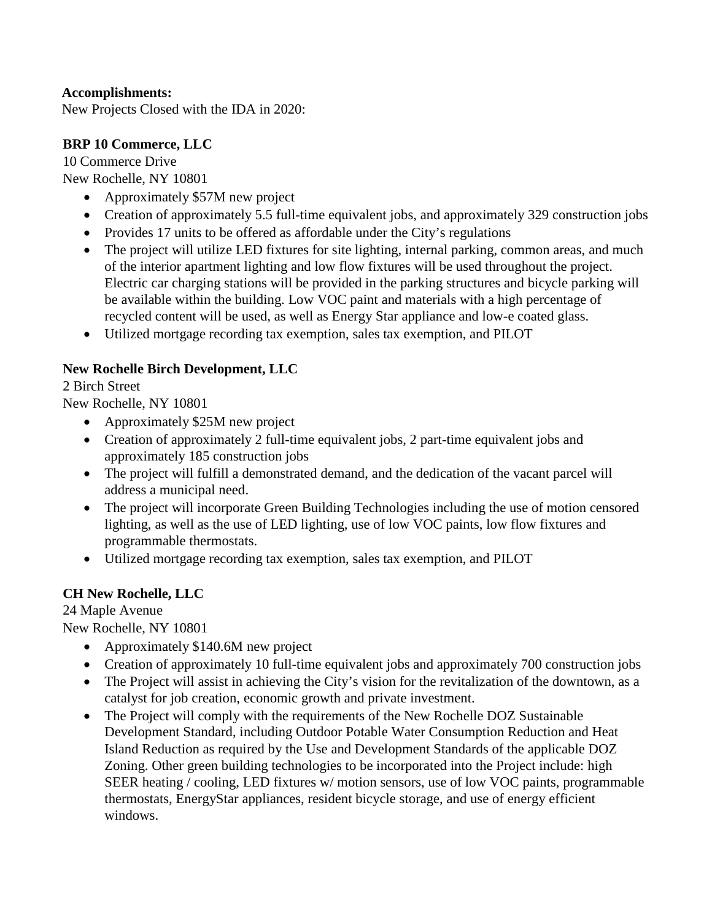**Accomplishments:**

New Projects Closed with the IDA in 2020:

**BRP 10 Commerce, LLC**

10 Commerce Drive
New Rochelle, NY 10801

- Approximately $57M new project
- Creation of approximately 5.5 full-time equivalent jobs, and approximately 329 construction jobs
- Provides 17 units to be offered as affordable under the City's regulations
- The project will utilize LED fixtures for site lighting, internal parking, common areas, and much of the interior apartment lighting and low flow fixtures will be used throughout the project. Electric car charging stations will be provided in the parking structures and bicycle parking will be available within the building. Low VOC paint and materials with a high percentage of recycled content will be used, as well as Energy Star appliance and low-e coated glass.
- Utilized mortgage recording tax exemption, sales tax exemption, and PILOT

**New Rochelle Birch Development, LLC**

2 Birch Street
New Rochelle, NY 10801

- Approximately $25M new project
- Creation of approximately 2 full-time equivalent jobs, 2 part-time equivalent jobs and approximately 185 construction jobs
- The project will fulfill a demonstrated demand, and the dedication of the vacant parcel will address a municipal need.
- The project will incorporate Green Building Technologies including the use of motion censored lighting, as well as the use of LED lighting, use of low VOC paints, low flow fixtures and programmable thermostats.
- Utilized mortgage recording tax exemption, sales tax exemption, and PILOT

**CH New Rochelle, LLC**

24 Maple Avenue
New Rochelle, NY 10801

- Approximately $140.6M new project
- Creation of approximately 10 full-time equivalent jobs and approximately 700 construction jobs
- The Project will assist in achieving the City's vision for the revitalization of the downtown, as a catalyst for job creation, economic growth and private investment.
- The Project will comply with the requirements of the New Rochelle DOZ Sustainable Development Standard, including Outdoor Potable Water Consumption Reduction and Heat Island Reduction as required by the Use and Development Standards of the applicable DOZ Zoning. Other green building technologies to be incorporated into the Project include: high SEER heating / cooling, LED fixtures w/ motion sensors, use of low VOC paints, programmable thermostats, EnergyStar appliances, resident bicycle storage, and use of energy efficient windows.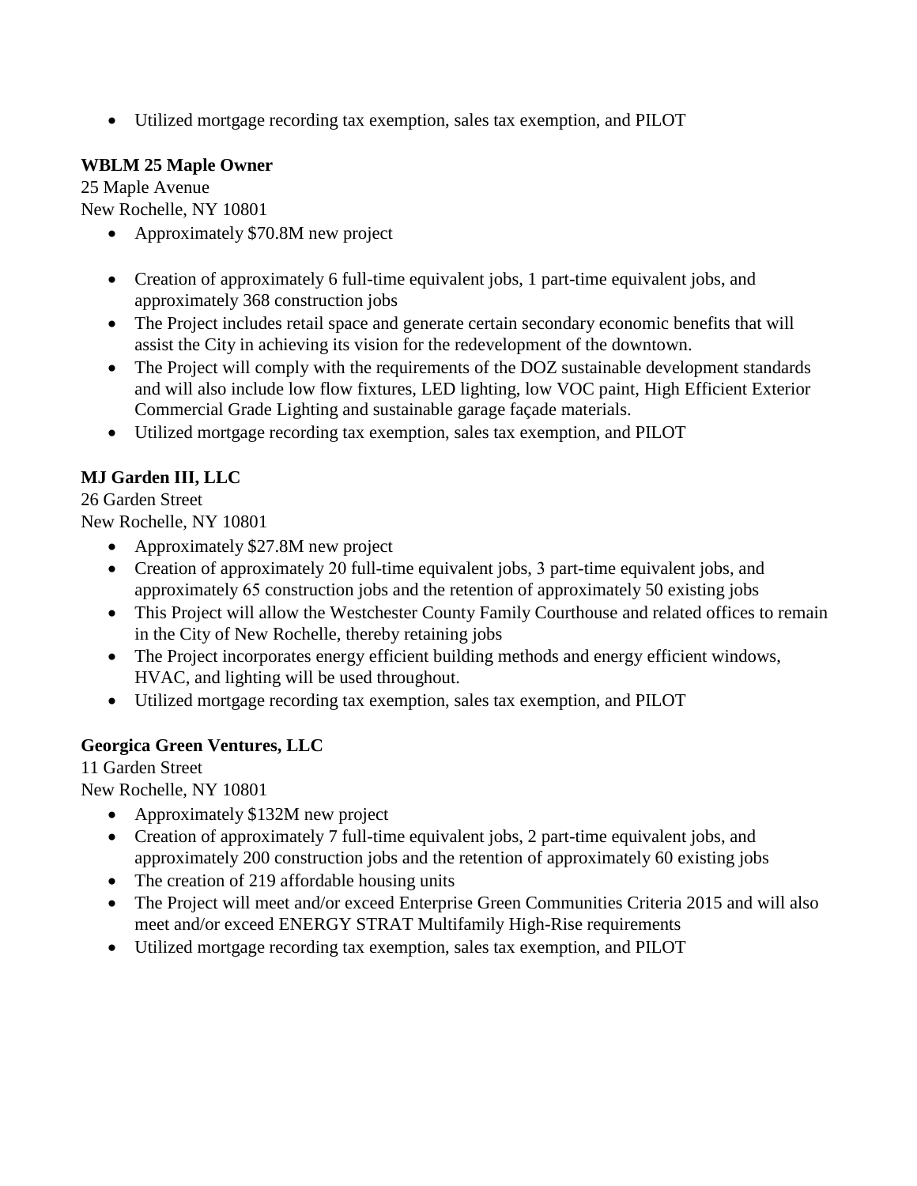- Utilized mortgage recording tax exemption, sales tax exemption, and PILOT

**WBLM 25 Maple Owner**
25 Maple Avenue
New Rochelle, NY 10801

- Approximately $70.8M new project
- Creation of approximately 6 full-time equivalent jobs, 1 part-time equivalent jobs, and approximately 368 construction jobs
- The Project includes retail space and generate certain secondary economic benefits that will assist the City in achieving its vision for the redevelopment of the downtown.
- The Project will comply with the requirements of the DOZ sustainable development standards and will also include low flow fixtures, LED lighting, low VOC paint, High Efficient Exterior Commercial Grade Lighting and sustainable garage façade materials.
- Utilized mortgage recording tax exemption, sales tax exemption, and PILOT

**MJ Garden III, LLC**
26 Garden Street
New Rochelle, NY 10801

- Approximately $27.8M new project
- Creation of approximately 20 full-time equivalent jobs, 3 part-time equivalent jobs, and approximately 65 construction jobs and the retention of approximately 50 existing jobs
- This Project will allow the Westchester County Family Courthouse and related offices to remain in the City of New Rochelle, thereby retaining jobs
- The Project incorporates energy efficient building methods and energy efficient windows, HVAC, and lighting will be used throughout.
- Utilized mortgage recording tax exemption, sales tax exemption, and PILOT

**Georgica Green Ventures, LLC**
11 Garden Street
New Rochelle, NY 10801

- Approximately $132M new project
- Creation of approximately 7 full-time equivalent jobs, 2 part-time equivalent jobs, and approximately 200 construction jobs and the retention of approximately 60 existing jobs
- The creation of 219 affordable housing units
- The Project will meet and/or exceed Enterprise Green Communities Criteria 2015 and will also meet and/or exceed ENERGY STRAT Multifamily High-Rise requirements
- Utilized mortgage recording tax exemption, sales tax exemption, and PILOT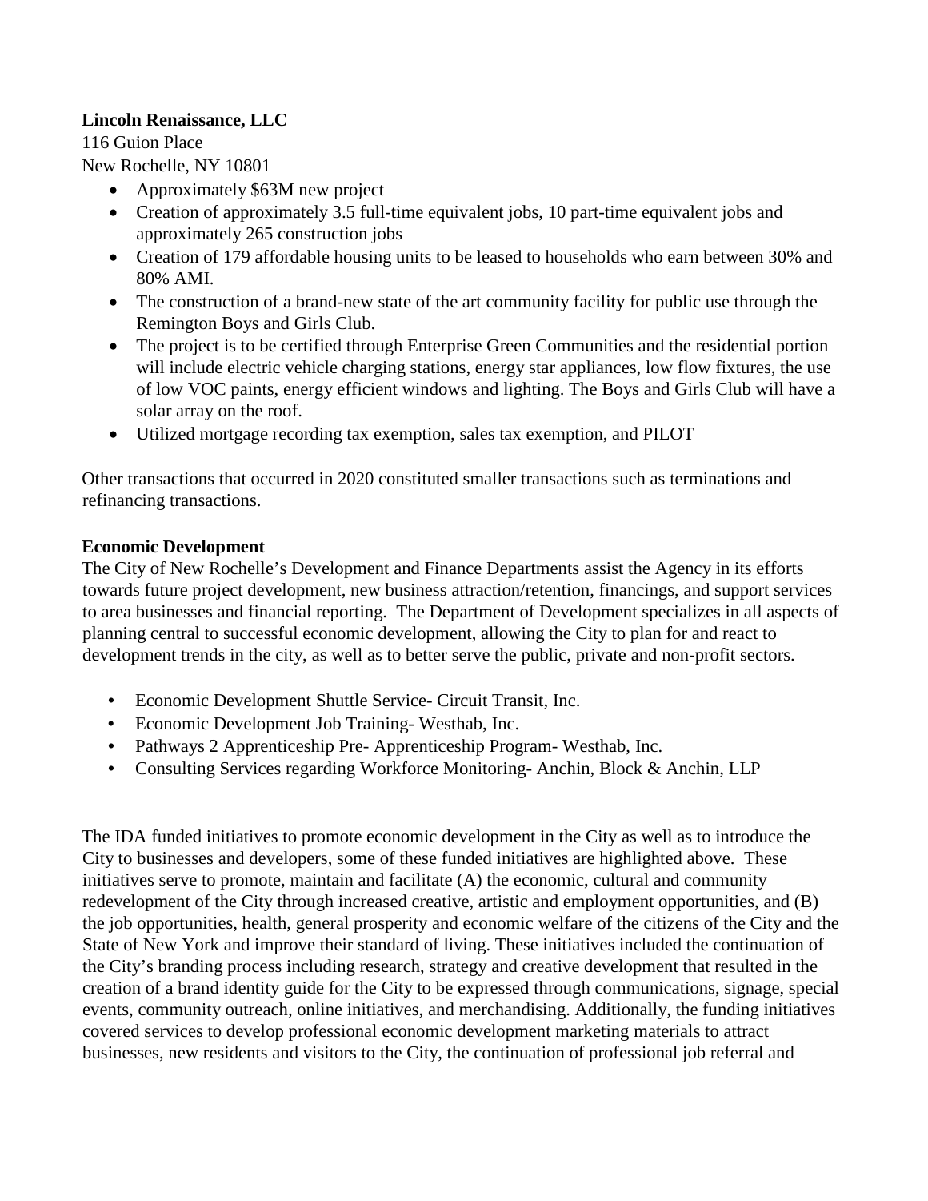**Lincoln Renaissance, LLC**
116 Guion Place
New Rochelle, NY 10801

- Approximately $63M new project
- Creation of approximately 3.5 full-time equivalent jobs, 10 part-time equivalent jobs and approximately 265 construction jobs
- Creation of 179 affordable housing units to be leased to households who earn between 30% and 80% AMI.
- The construction of a brand-new state of the art community facility for public use through the Remington Boys and Girls Club.
- The project is to be certified through Enterprise Green Communities and the residential portion will include electric vehicle charging stations, energy star appliances, low flow fixtures, the use of low VOC paints, energy efficient windows and lighting. The Boys and Girls Club will have a solar array on the roof.
- Utilized mortgage recording tax exemption, sales tax exemption, and PILOT

Other transactions that occurred in 2020 constituted smaller transactions such as terminations and refinancing transactions.

**Economic Development**

The City of New Rochelle's Development and Finance Departments assist the Agency in its efforts towards future project development, new business attraction/retention, financings, and support services to area businesses and financial reporting. The Department of Development specializes in all aspects of planning central to successful economic development, allowing the City to plan for and react to development trends in the city, as well as to better serve the public, private and non-profit sectors.

- Economic Development Shuttle Service- Circuit Transit, Inc.
- Economic Development Job Training- Westhab, Inc.
- Pathways 2 Apprenticeship Pre- Apprenticeship Program- Westhab, Inc.
- Consulting Services regarding Workforce Monitoring- Anchin, Block & Anchin, LLP

The IDA funded initiatives to promote economic development in the City as well as to introduce the City to businesses and developers, some of these funded initiatives are highlighted above. These initiatives serve to promote, maintain and facilitate (A) the economic, cultural and community redevelopment of the City through increased creative, artistic and employment opportunities, and (B) the job opportunities, health, general prosperity and economic welfare of the citizens of the City and the State of New York and improve their standard of living. These initiatives included the continuation of the City's branding process including research, strategy and creative development that resulted in the creation of a brand identity guide for the City to be expressed through communications, signage, special events, community outreach, online initiatives, and merchandising. Additionally, the funding initiatives covered services to develop professional economic development marketing materials to attract businesses, new residents and visitors to the City, the continuation of professional job referral and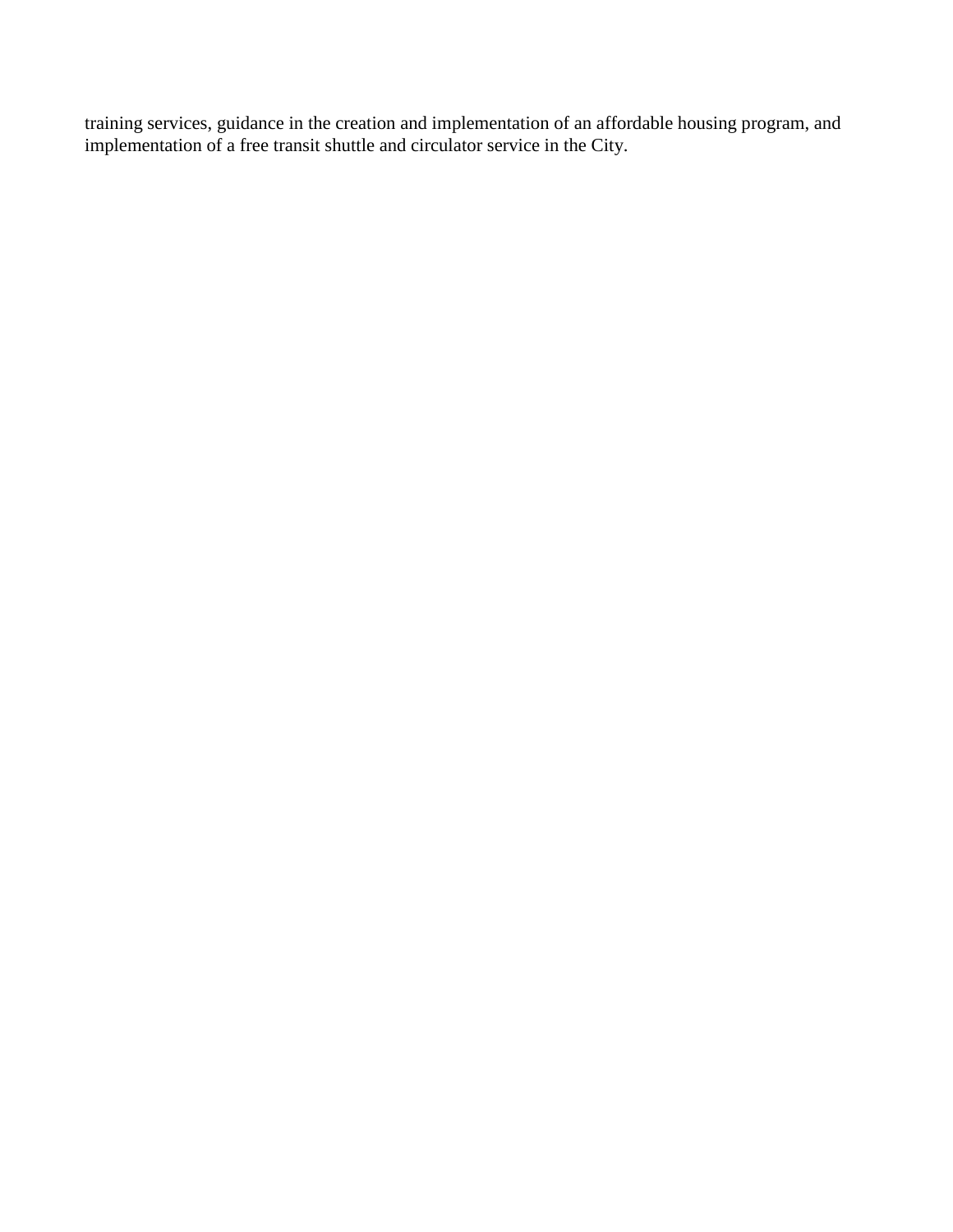training services, guidance in the creation and implementation of an affordable housing program, and implementation of a free transit shuttle and circulator service in the City.